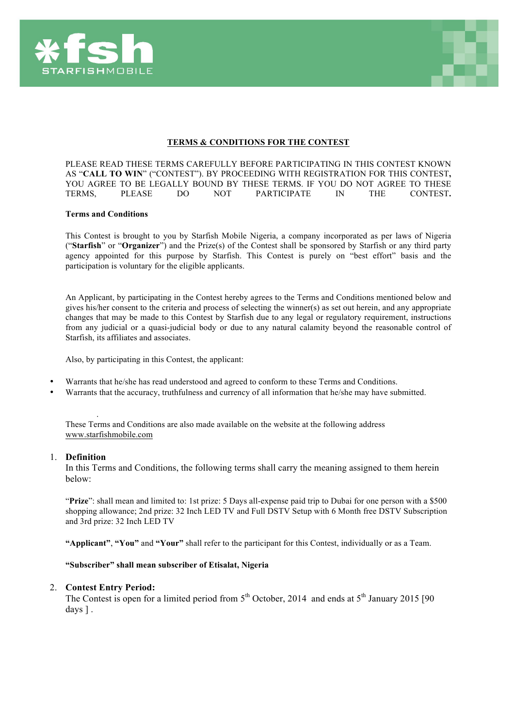## TERMS & CONDITIONS FOR THE CONTEST

PLEASE READ THESE TERMS CAREFULLY BEFORE PARTICIPATING IN THIS CONTEST KNOWN AS "**CALL TO WIN**" ("CONTEST"). BY PROCEEDING WITH REGISTRATION FOR THIS CONTEST**,** YOU AGREE TO BE LEGALLY BOUND BY THESE TERMS. IF YOU DO NOT AGREE TO THESE TERMS, PLEASE DO NOT PARTICIPATE IN THE CONTEST**.**

**Terms and Conditions**

This Contest is brought to you by Starfish Mobile Nigeria, a company incorporated as per laws of Nigeria ("**Starfish**" or "**Organizer**") and the Prize(s) of the Contest shall be sponsored by Starfish or any third party agency appointed for this purpose by Starfish. This Contest is purely on "best effort" basis and the participation is voluntary for the eligible applicants.

An Applicant, by participating in the Contest hereby agrees to the Terms and Conditions mentioned below and gives his/her consent to the criteria and process of selecting the winner(s) as set out herein, and any appropriate changes that may be made to this Contest by Starfish due to any legal or regulatory requirement, instructions from any judicial or a quasi-judicial body or due to any natural calamity beyond the reasonable control of Starfish, its affiliates and associates.

Also, by participating in this Contest, the applicant:

- Warrants that he/she has read understood and agreed to conform to these Terms and Conditions.
- Warrants that the accuracy, truthfulness and currency of all information that he/she may have submitted.

.

These Terms and Conditions are also made available on the website at the following address www.starfishmobile.com

1. **Definition**
   In this Terms and Conditions, the following terms shall carry the meaning assigned to them herein below:

   "**Prize**": shall mean and limited to: 1st prize: 5 Days all-expense paid trip to Dubai for one person with a $500 shopping allowance; 2nd prize: 32 Inch LED TV and Full DSTV Setup with 6 Month free DSTV Subscription and 3rd prize: 32 Inch LED TV

   **"Applicant"**, **"You"** and **"Your"** shall refer to the participant for this Contest, individually or as a Team.

   **"Subscriber" shall mean subscriber of Etisalat, Nigeria**

2. **Contest Entry Period:**
   The Contest is open for a limited period from 5th October, 2014 and ends at 5th January 2015 [90 days ] .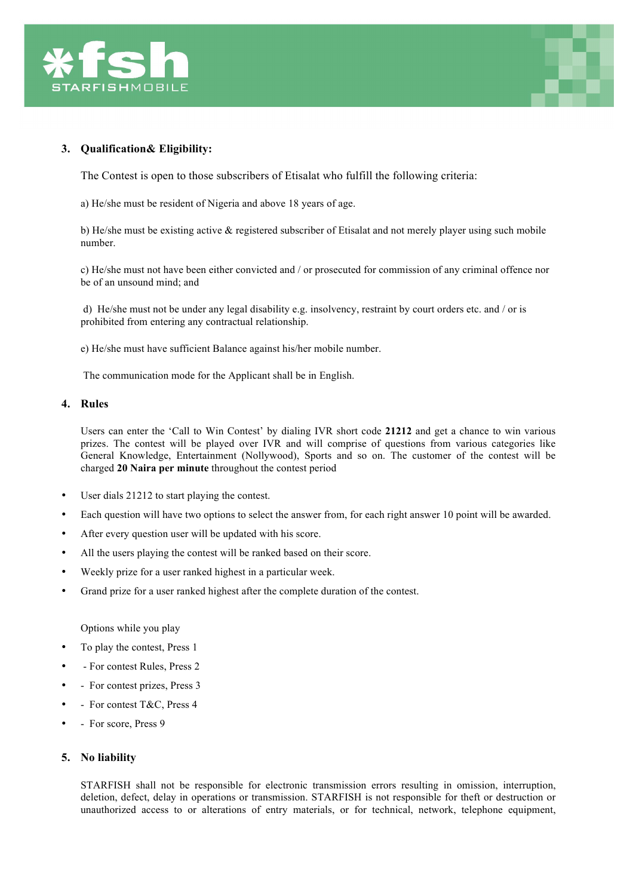## 3. Qualification& Eligibility:

The Contest is open to those subscribers of Etisalat who fulfill the following criteria:

a) He/she must be resident of Nigeria and above 18 years of age.

b) He/she must be existing active & registered subscriber of Etisalat and not merely player using such mobile number.

c) He/she must not have been either convicted and / or prosecuted for commission of any criminal offence nor be of an unsound mind; and

d) He/she must not be under any legal disability e.g. insolvency, restraint by court orders etc. and / or is prohibited from entering any contractual relationship.

e) He/she must have sufficient Balance against his/her mobile number.

The communication mode for the Applicant shall be in English.

## 4. Rules

Users can enter the 'Call to Win Contest' by dialing IVR short code **21212** and get a chance to win various prizes. The contest will be played over IVR and will comprise of questions from various categories like General Knowledge, Entertainment (Nollywood), Sports and so on. The customer of the contest will be charged **20 Naira per minute** throughout the contest period

- User dials 21212 to start playing the contest.
- Each question will have two options to select the answer from, for each right answer 10 point will be awarded.
- After every question user will be updated with his score.
- All the users playing the contest will be ranked based on their score.
- Weekly prize for a user ranked highest in a particular week.
- Grand prize for a user ranked highest after the complete duration of the contest.

Options while you play

- To play the contest, Press 1
- \- For contest Rules, Press 2
- \- For contest prizes, Press 3
- \- For contest T&C, Press 4
- \- For score, Press 9

## 5. No liability

STARFISH shall not be responsible for electronic transmission errors resulting in omission, interruption, deletion, defect, delay in operations or transmission. STARFISH is not responsible for theft or destruction or unauthorized access to or alterations of entry materials, or for technical, network, telephone equipment,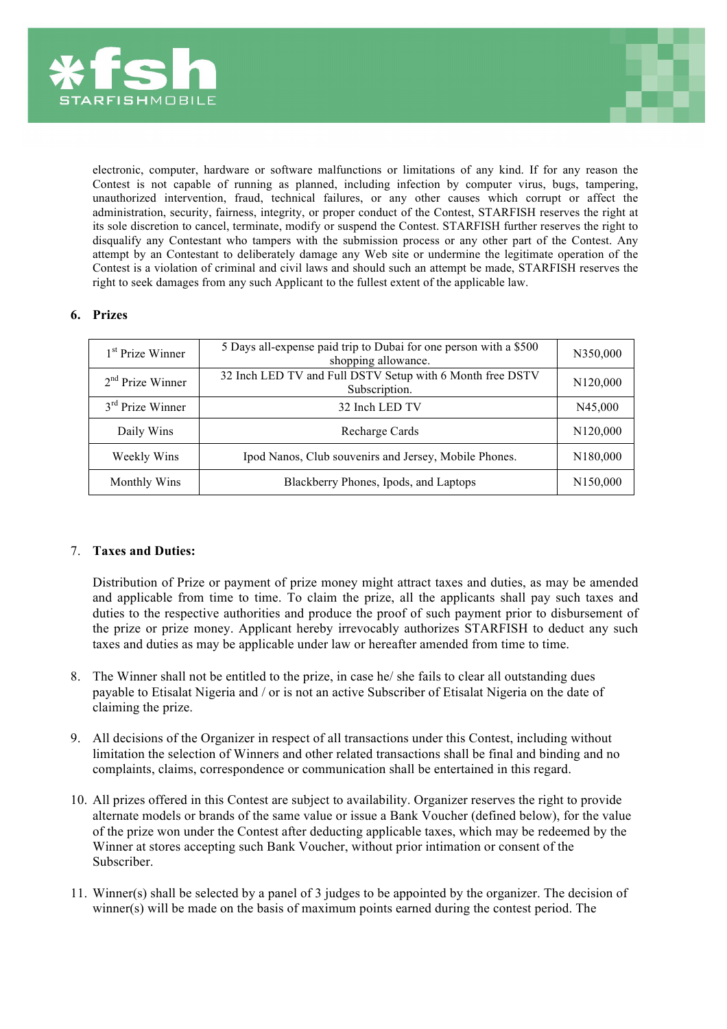electronic, computer, hardware or software malfunctions or limitations of any kind. If for any reason the Contest is not capable of running as planned, including infection by computer virus, bugs, tampering, unauthorized intervention, fraud, technical failures, or any other causes which corrupt or affect the administration, security, fairness, integrity, or proper conduct of the Contest, STARFISH reserves the right at its sole discretion to cancel, terminate, modify or suspend the Contest. STARFISH further reserves the right to disqualify any Contestant who tampers with the submission process or any other part of the Contest. Any attempt by an Contestant to deliberately damage any Web site or undermine the legitimate operation of the Contest is a violation of criminal and civil laws and should such an attempt be made, STARFISH reserves the right to seek damages from any such Applicant to the fullest extent of the applicable law.

**6. Prizes**

| | | |
|---|---|---|
| 1st Prize Winner | 5 Days all-expense paid trip to Dubai for one person with a $500 shopping allowance. | N350,000 |
| 2nd Prize Winner | 32 Inch LED TV and Full DSTV Setup with 6 Month free DSTV Subscription. | N120,000 |
| 3rd Prize Winner | 32 Inch LED TV | N45,000 |
| Daily Wins | Recharge Cards | N120,000 |
| Weekly Wins | Ipod Nanos, Club souvenirs and Jersey, Mobile Phones. | N180,000 |
| Monthly Wins | Blackberry Phones, Ipods, and Laptops | N150,000 |

7. **Taxes and Duties:**

   Distribution of Prize or payment of prize money might attract taxes and duties, as may be amended and applicable from time to time. To claim the prize, all the applicants shall pay such taxes and duties to the respective authorities and produce the proof of such payment prior to disbursement of the prize or prize money. Applicant hereby irrevocably authorizes STARFISH to deduct any such taxes and duties as may be applicable under law or hereafter amended from time to time.

8. The Winner shall not be entitled to the prize, in case he/ she fails to clear all outstanding dues payable to Etisalat Nigeria and / or is not an active Subscriber of Etisalat Nigeria on the date of claiming the prize.

9. All decisions of the Organizer in respect of all transactions under this Contest, including without limitation the selection of Winners and other related transactions shall be final and binding and no complaints, claims, correspondence or communication shall be entertained in this regard.

10. All prizes offered in this Contest are subject to availability. Organizer reserves the right to provide alternate models or brands of the same value or issue a Bank Voucher (defined below), for the value of the prize won under the Contest after deducting applicable taxes, which may be redeemed by the Winner at stores accepting such Bank Voucher, without prior intimation or consent of the Subscriber.

11. Winner(s) shall be selected by a panel of 3 judges to be appointed by the organizer. The decision of winner(s) will be made on the basis of maximum points earned during the contest period. The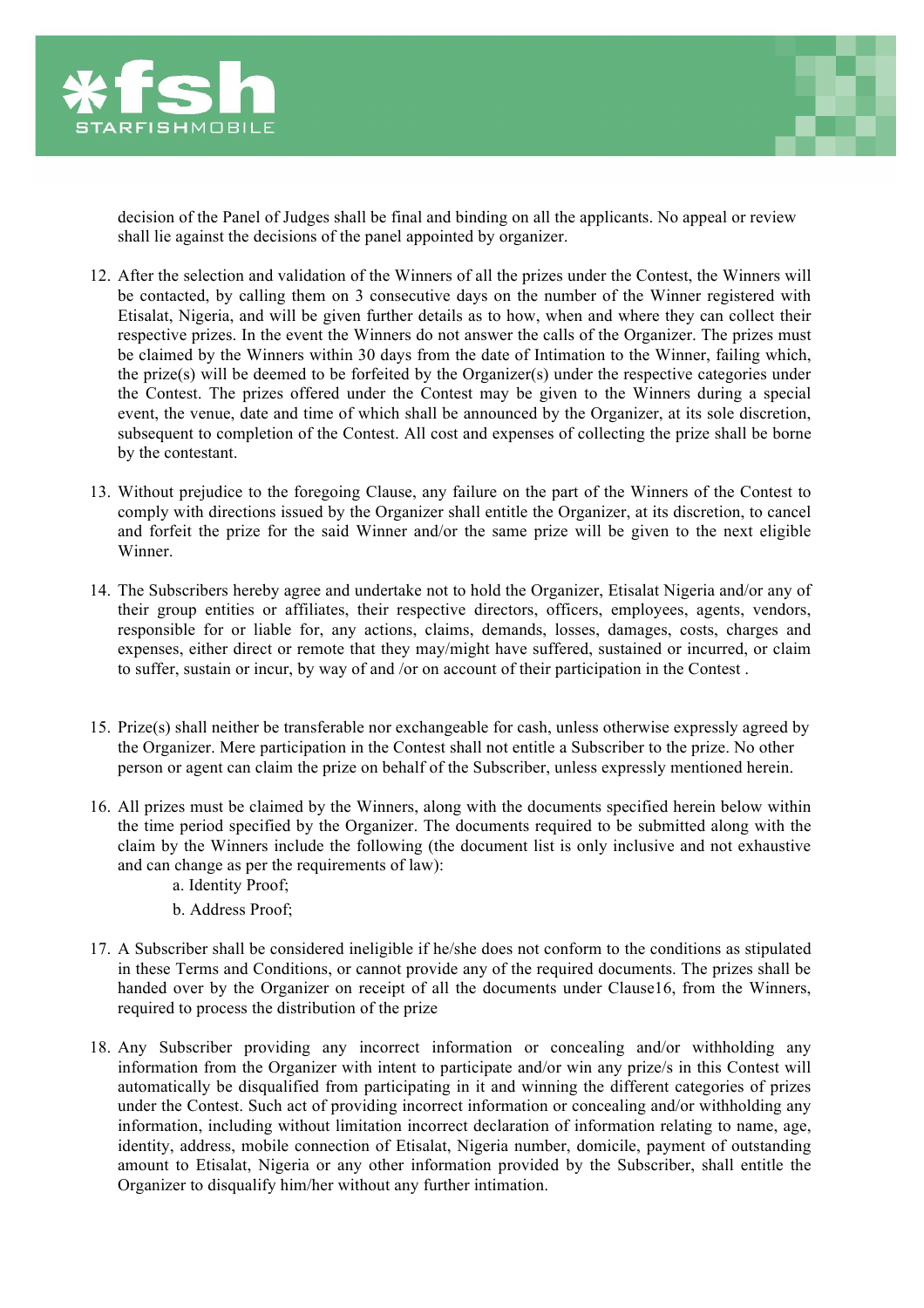decision of the Panel of Judges shall be final and binding on all the applicants. No appeal or review shall lie against the decisions of the panel appointed by organizer.

12. After the selection and validation of the Winners of all the prizes under the Contest, the Winners will be contacted, by calling them on 3 consecutive days on the number of the Winner registered with Etisalat, Nigeria, and will be given further details as to how, when and where they can collect their respective prizes. In the event the Winners do not answer the calls of the Organizer. The prizes must be claimed by the Winners within 30 days from the date of Intimation to the Winner, failing which, the prize(s) will be deemed to be forfeited by the Organizer(s) under the respective categories under the Contest. The prizes offered under the Contest may be given to the Winners during a special event, the venue, date and time of which shall be announced by the Organizer, at its sole discretion, subsequent to completion of the Contest. All cost and expenses of collecting the prize shall be borne by the contestant.

13. Without prejudice to the foregoing Clause, any failure on the part of the Winners of the Contest to comply with directions issued by the Organizer shall entitle the Organizer, at its discretion, to cancel and forfeit the prize for the said Winner and/or the same prize will be given to the next eligible Winner.

14. The Subscribers hereby agree and undertake not to hold the Organizer, Etisalat Nigeria and/or any of their group entities or affiliates, their respective directors, officers, employees, agents, vendors, responsible for or liable for, any actions, claims, demands, losses, damages, costs, charges and expenses, either direct or remote that they may/might have suffered, sustained or incurred, or claim to suffer, sustain or incur, by way of and /or on account of their participation in the Contest .

15. Prize(s) shall neither be transferable nor exchangeable for cash, unless otherwise expressly agreed by the Organizer. Mere participation in the Contest shall not entitle a Subscriber to the prize. No other person or agent can claim the prize on behalf of the Subscriber, unless expressly mentioned herein.

16. All prizes must be claimed by the Winners, along with the documents specified herein below within the time period specified by the Organizer. The documents required to be submitted along with the claim by the Winners include the following (the document list is only inclusive and not exhaustive and can change as per the requirements of law):
    a. Identity Proof;
    b. Address Proof;

17. A Subscriber shall be considered ineligible if he/she does not conform to the conditions as stipulated in these Terms and Conditions, or cannot provide any of the required documents. The prizes shall be handed over by the Organizer on receipt of all the documents under Clause16, from the Winners, required to process the distribution of the prize

18. Any Subscriber providing any incorrect information or concealing and/or withholding any information from the Organizer with intent to participate and/or win any prize/s in this Contest will automatically be disqualified from participating in it and winning the different categories of prizes under the Contest. Such act of providing incorrect information or concealing and/or withholding any information, including without limitation incorrect declaration of information relating to name, age, identity, address, mobile connection of Etisalat, Nigeria number, domicile, payment of outstanding amount to Etisalat, Nigeria or any other information provided by the Subscriber, shall entitle the Organizer to disqualify him/her without any further intimation.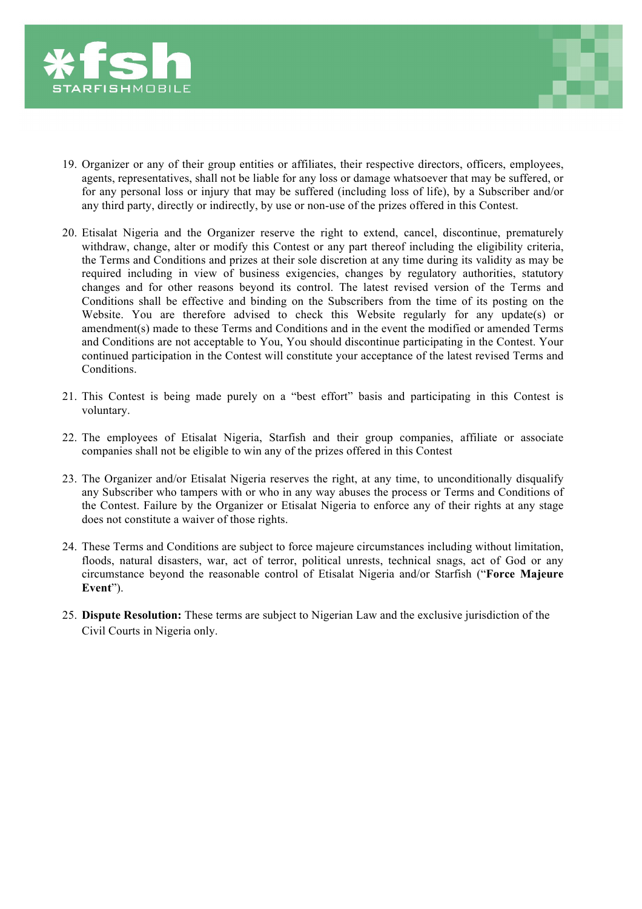19. Organizer or any of their group entities or affiliates, their respective directors, officers, employees, agents, representatives, shall not be liable for any loss or damage whatsoever that may be suffered, or for any personal loss or injury that may be suffered (including loss of life), by a Subscriber and/or any third party, directly or indirectly, by use or non-use of the prizes offered in this Contest.

20. Etisalat Nigeria and the Organizer reserve the right to extend, cancel, discontinue, prematurely withdraw, change, alter or modify this Contest or any part thereof including the eligibility criteria, the Terms and Conditions and prizes at their sole discretion at any time during its validity as may be required including in view of business exigencies, changes by regulatory authorities, statutory changes and for other reasons beyond its control. The latest revised version of the Terms and Conditions shall be effective and binding on the Subscribers from the time of its posting on the Website. You are therefore advised to check this Website regularly for any update(s) or amendment(s) made to these Terms and Conditions and in the event the modified or amended Terms and Conditions are not acceptable to You, You should discontinue participating in the Contest. Your continued participation in the Contest will constitute your acceptance of the latest revised Terms and Conditions.

21. This Contest is being made purely on a "best effort" basis and participating in this Contest is voluntary.

22. The employees of Etisalat Nigeria, Starfish and their group companies, affiliate or associate companies shall not be eligible to win any of the prizes offered in this Contest

23. The Organizer and/or Etisalat Nigeria reserves the right, at any time, to unconditionally disqualify any Subscriber who tampers with or who in any way abuses the process or Terms and Conditions of the Contest. Failure by the Organizer or Etisalat Nigeria to enforce any of their rights at any stage does not constitute a waiver of those rights.

24. These Terms and Conditions are subject to force majeure circumstances including without limitation, floods, natural disasters, war, act of terror, political unrests, technical snags, act of God or any circumstance beyond the reasonable control of Etisalat Nigeria and/or Starfish ("**Force Majeure Event**").

25. **Dispute Resolution:** These terms are subject to Nigerian Law and the exclusive jurisdiction of the Civil Courts in Nigeria only.